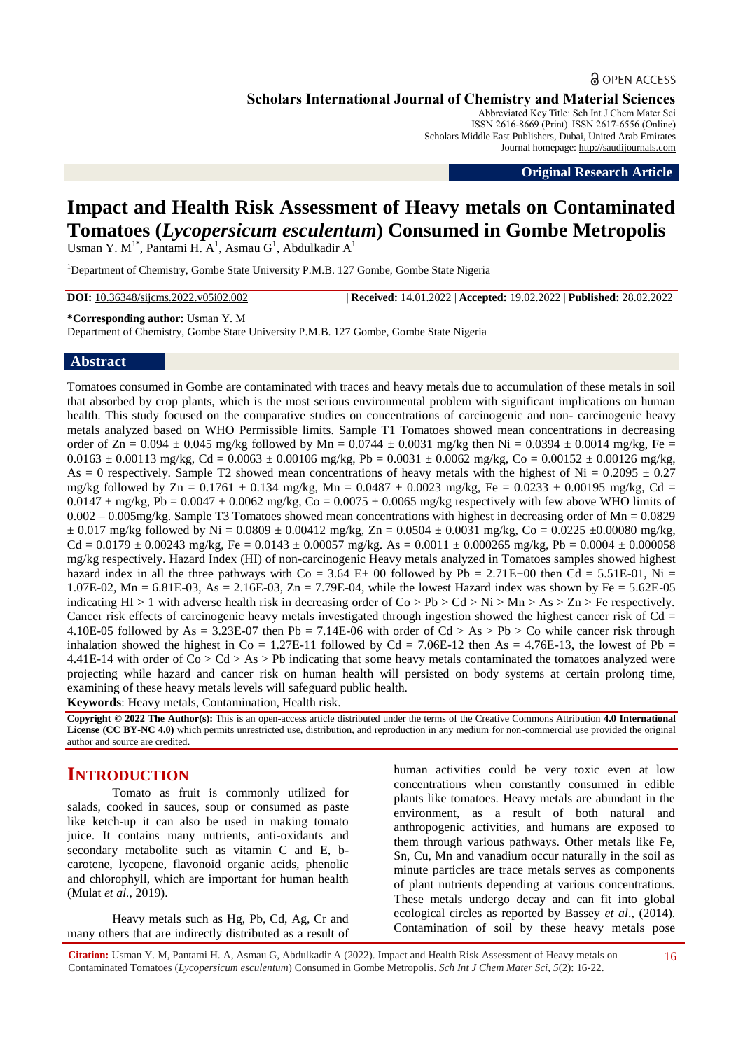# Impact and Health Risk Assessment of Heavy metals on Contaminated Tomatoes (*Lycopersicum esculentum*) Consumed in Gombe Metropolis

Usman Y. M[1*], Pantami H. A[1], Asmau G[1], Abdulkadir A[1]

[1]Department of Chemistry, Gombe State University P.M.B. 127 Gombe, Gombe State Nigeria

**DOI:** 10.36348/sijcms.2022.v05i02.002 | **Received:** 14.01.2022 | **Accepted:** 19.02.2022 | **Published:** 28.02.2022

**\*Corresponding author:** Usman Y. M
Department of Chemistry, Gombe State University P.M.B. 127 Gombe, Gombe State Nigeria

## Abstract

Tomatoes consumed in Gombe are contaminated with traces and heavy metals due to accumulation of these metals in soil that absorbed by crop plants, which is the most serious environmental problem with significant implications on human health. This study focused on the comparative studies on concentrations of carcinogenic and non- carcinogenic heavy metals analyzed based on WHO Permissible limits. Sample T1 Tomatoes showed mean concentrations in decreasing order of Zn = 0.094 ± 0.045 mg/kg followed by Mn = 0.0744 ± 0.0031 mg/kg then Ni = 0.0394 ± 0.0014 mg/kg, Fe = 0.0163 ± 0.00113 mg/kg, Cd = 0.0063 ± 0.00106 mg/kg, Pb = 0.0031 ± 0.0062 mg/kg, Co = 0.00152 ± 0.00126 mg/kg, As = 0 respectively. Sample T2 showed mean concentrations of heavy metals with the highest of Ni = 0.2095 ± 0.27 mg/kg followed by Zn = 0.1761 ± 0.134 mg/kg, Mn = 0.0487 ± 0.0023 mg/kg, Fe = 0.0233 ± 0.00195 mg/kg, Cd = 0.0147 ± mg/kg, Pb = 0.0047 ± 0.0062 mg/kg, Co = 0.0075 ± 0.0065 mg/kg respectively with few above WHO limits of 0.002 – 0.005mg/kg. Sample T3 Tomatoes showed mean concentrations with highest in decreasing order of Mn = 0.0829 ± 0.017 mg/kg followed by Ni = 0.0809 ± 0.00412 mg/kg, Zn = 0.0504 ± 0.0031 mg/kg, Co = 0.0225 ±0.00080 mg/kg, Cd = 0.0179 ± 0.00243 mg/kg, Fe = 0.0143 ± 0.00057 mg/kg. As = 0.0011 ± 0.000265 mg/kg, Pb = 0.0004 ± 0.000058 mg/kg respectively. Hazard Index (HI) of non-carcinogenic Heavy metals analyzed in Tomatoes samples showed highest hazard index in all the three pathways with Co = 3.64 E+ 00 followed by Pb = 2.71E+00 then Cd = 5.51E-01, Ni = 1.07E-02, Mn = 6.81E-03, As = 2.16E-03, Zn = 7.79E-04, while the lowest Hazard index was shown by Fe = 5.62E-05 indicating HI > 1 with adverse health risk in decreasing order of Co > Pb > Cd > Ni > Mn > As > Zn > Fe respectively. Cancer risk effects of carcinogenic heavy metals investigated through ingestion showed the highest cancer risk of Cd = 4.10E-05 followed by As = 3.23E-07 then Pb = 7.14E-06 with order of Cd > As > Pb > Co while cancer risk through inhalation showed the highest in Co = 1.27E-11 followed by Cd = 7.06E-12 then As = 4.76E-13, the lowest of Pb = 4.41E-14 with order of Co > Cd > As > Pb indicating that some heavy metals contaminated the tomatoes analyzed were projecting while hazard and cancer risk on human health will persisted on body systems at certain prolong time, examining of these heavy metals levels will safeguard public health.

**Keywords**: Heavy metals, Contamination, Health risk.

**Copyright © 2022 The Author(s):** This is an open-access article distributed under the terms of the Creative Commons Attribution **4.0 International License (CC BY-NC 4.0)** which permits unrestricted use, distribution, and reproduction in any medium for non-commercial use provided the original author and source are credited.

## INTRODUCTION

Tomato as fruit is commonly utilized for salads, cooked in sauces, soup or consumed as paste like ketch-up it can also be used in making tomato juice. It contains many nutrients, anti-oxidants and secondary metabolite such as vitamin C and E, b-carotene, lycopene, flavonoid organic acids, phenolic and chlorophyll, which are important for human health (Mulat *et al.,* 2019).

Heavy metals such as Hg, Pb, Cd, Ag, Cr and many others that are indirectly distributed as a result of human activities could be very toxic even at low concentrations when constantly consumed in edible plants like tomatoes. Heavy metals are abundant in the environment, as a result of both natural and anthropogenic activities, and humans are exposed to them through various pathways. Other metals like Fe, Sn, Cu, Mn and vanadium occur naturally in the soil as minute particles are trace metals serves as components of plant nutrients depending at various concentrations. These metals undergo decay and can fit into global ecological circles as reported by Bassey *et al*., (2014). Contamination of soil by these heavy metals pose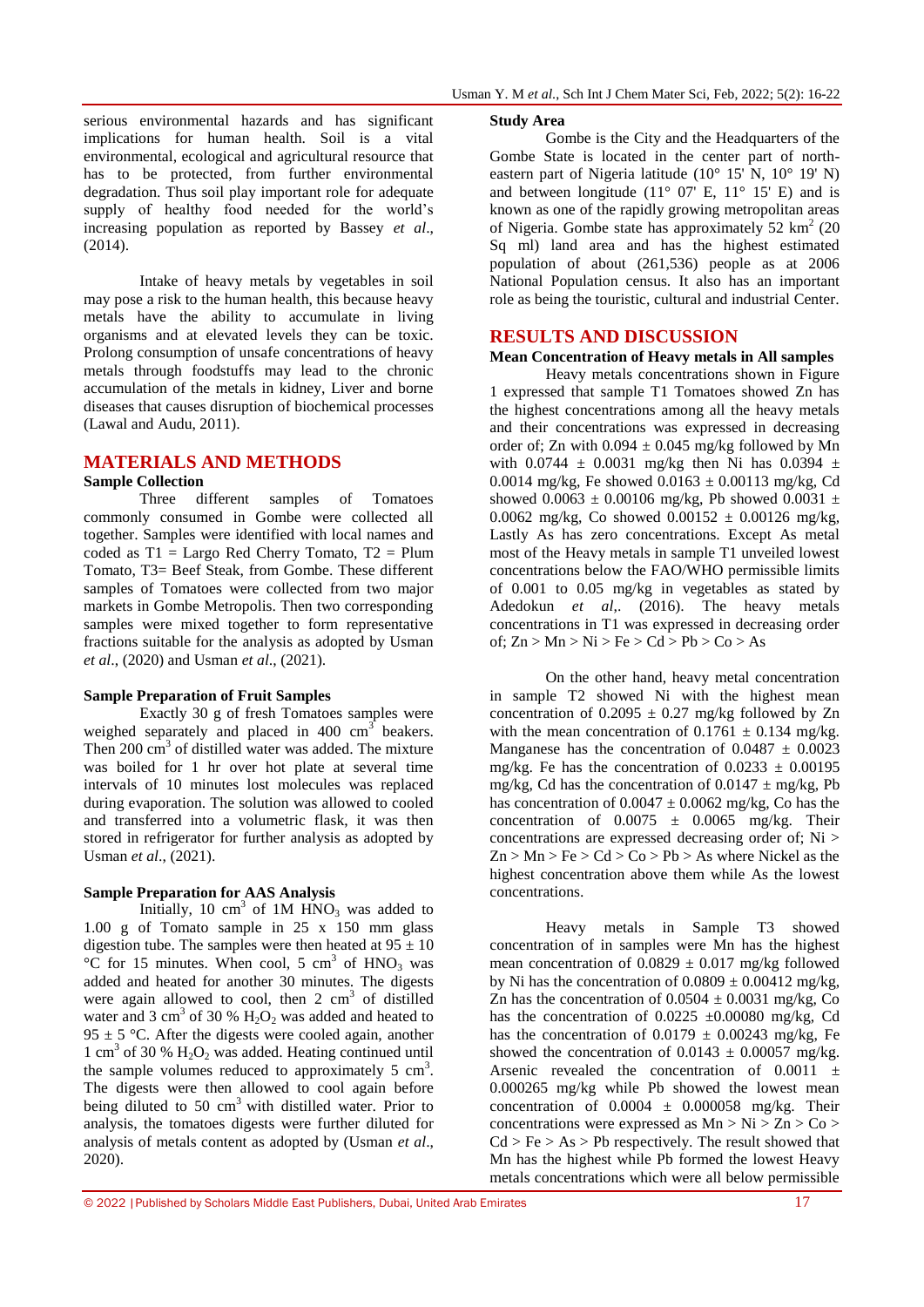serious environmental hazards and has significant implications for human health. Soil is a vital environmental, ecological and agricultural resource that has to be protected, from further environmental degradation. Thus soil play important role for adequate supply of healthy food needed for the world's increasing population as reported by Bassey *et al*., (2014).

Intake of heavy metals by vegetables in soil may pose a risk to the human health, this because heavy metals have the ability to accumulate in living organisms and at elevated levels they can be toxic. Prolong consumption of unsafe concentrations of heavy metals through foodstuffs may lead to the chronic accumulation of the metals in kidney, Liver and borne diseases that causes disruption of biochemical processes (Lawal and Audu, 2011).

## MATERIALS AND METHODS

### Sample Collection

Three different samples of Tomatoes commonly consumed in Gombe were collected all together. Samples were identified with local names and coded as T1 = Largo Red Cherry Tomato, T2 = Plum Tomato, T3= Beef Steak, from Gombe. These different samples of Tomatoes were collected from two major markets in Gombe Metropolis. Then two corresponding samples were mixed together to form representative fractions suitable for the analysis as adopted by Usman *et al*., (2020) and Usman *et al*., (2021).

### Sample Preparation of Fruit Samples

Exactly 30 g of fresh Tomatoes samples were weighed separately and placed in 400 $cm^3$ beakers. Then 200 $cm^3$ of distilled water was added. The mixture was boiled for 1 hr over hot plate at several time intervals of 10 minutes lost molecules was replaced during evaporation. The solution was allowed to cooled and transferred into a volumetric flask, it was then stored in refrigerator for further analysis as adopted by Usman *et al*., (2021).

### Sample Preparation for AAS Analysis

Initially, 10 $cm^3$ of 1M $HNO_3$ was added to 1.00 g of Tomato sample in 25 x 150 mm glass digestion tube. The samples were then heated at 95 ± 10 °C for 15 minutes. When cool, 5 $cm^3$ of $HNO_3$ was added and heated for another 30 minutes. The digests were again allowed to cool, then 2 $cm^3$ of distilled water and 3 $cm^3$ of 30 % $H_2O_2$ was added and heated to 95 ± 5 °C. After the digests were cooled again, another 1 $cm^3$ of 30 % $H_2O_2$ was added. Heating continued until the sample volumes reduced to approximately 5 $cm^3$. The digests were then allowed to cool again before being diluted to 50 $cm^3$ with distilled water. Prior to analysis, the tomatoes digests were further diluted for analysis of metals content as adopted by (Usman *et al*., 2020).

### Study Area

Gombe is the City and the Headquarters of the Gombe State is located in the center part of north-eastern part of Nigeria latitude (10° 15' N, 10° 19' N) and between longitude (11° 07' E, 11° 15' E) and is known as one of the rapidly growing metropolitan areas of Nigeria. Gombe state has approximately 52 $km^2$ (20 Sq ml) land area and has the highest estimated population of about (261,536) people as at 2006 National Population census. It also has an important role as being the touristic, cultural and industrial Center.

## RESULTS AND DISCUSSION

### Mean Concentration of Heavy metals in All samples

Heavy metals concentrations shown in Figure 1 expressed that sample T1 Tomatoes showed Zn has the highest concentrations among all the heavy metals and their concentrations was expressed in decreasing order of; Zn with 0.094 ± 0.045 mg/kg followed by Mn with 0.0744 ± 0.0031 mg/kg then Ni has 0.0394 ± 0.0014 mg/kg, Fe showed 0.0163 ± 0.00113 mg/kg, Cd showed 0.0063 ± 0.00106 mg/kg, Pb showed 0.0031 ± 0.0062 mg/kg, Co showed 0.00152 ± 0.00126 mg/kg, Lastly As has zero concentrations. Except As metal most of the Heavy metals in sample T1 unveiled lowest concentrations below the FAO/WHO permissible limits of 0.001 to 0.05 mg/kg in vegetables as stated by Adedokun *et al*,. (2016). The heavy metals concentrations in T1 was expressed in decreasing order of; Zn > Mn > Ni > Fe > Cd > Pb > Co > As

On the other hand, heavy metal concentration in sample T2 showed Ni with the highest mean concentration of 0.2095 ± 0.27 mg/kg followed by Zn with the mean concentration of 0.1761 ± 0.134 mg/kg. Manganese has the concentration of 0.0487 ± 0.0023 mg/kg. Fe has the concentration of 0.0233 ± 0.00195 mg/kg, Cd has the concentration of 0.0147 ± mg/kg, Pb has concentration of 0.0047 ± 0.0062 mg/kg, Co has the concentration of 0.0075 ± 0.0065 mg/kg. Their concentrations are expressed decreasing order of; Ni > Zn > Mn > Fe > Cd > Co > Pb > As where Nickel as the highest concentration above them while As the lowest concentrations.

Heavy metals in Sample T3 showed concentration of in samples were Mn has the highest mean concentration of 0.0829 ± 0.017 mg/kg followed by Ni has the concentration of 0.0809 ± 0.00412 mg/kg, Zn has the concentration of 0.0504 ± 0.0031 mg/kg, Co has the concentration of 0.0225 ±0.00080 mg/kg, Cd has the concentration of 0.0179 ± 0.00243 mg/kg, Fe showed the concentration of 0.0143 ± 0.00057 mg/kg. Arsenic revealed the concentration of 0.0011 ± 0.000265 mg/kg while Pb showed the lowest mean concentration of 0.0004 ± 0.000058 mg/kg. Their concentrations were expressed as Mn > Ni > Zn > Co > Cd > Fe > As > Pb respectively. The result showed that Mn has the highest while Pb formed the lowest Heavy metals concentrations which were all below permissible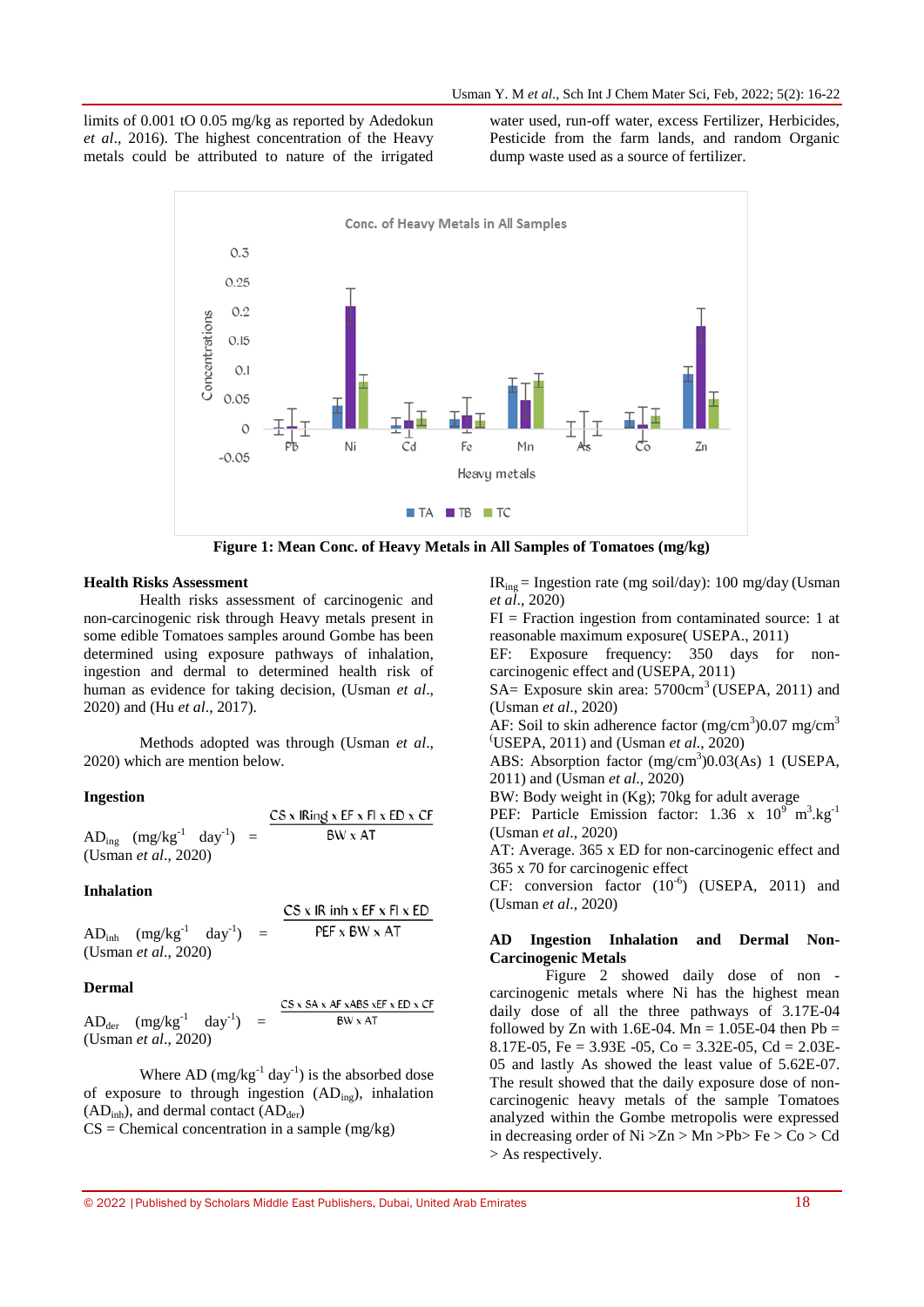limits of 0.001 tO 0.05 mg/kg as reported by Adedokun *et al*., 2016). The highest concentration of the Heavy metals could be attributed to nature of the irrigated water used, run-off water, excess Fertilizer, Herbicides, Pesticide from the farm lands, and random Organic dump waste used as a source of fertilizer.

**Figure 1: Mean Conc. of Heavy Metals in All Samples of Tomatoes (mg/kg)**

**Health Risks Assessment**

Health risks assessment of carcinogenic and non-carcinogenic risk through Heavy metals present in some edible Tomatoes samples around Gombe has been determined using exposure pathways of inhalation, ingestion and dermal to determined health risk of human as evidence for taking decision, (Usman *et al*., 2020) and (Hu *et al*., 2017).

Methods adopted was through (Usman *et al*., 2020) which are mention below.

**Ingestion**

$$AD_{ing}\ (mg/kg^{-1}\ day^{-1}) = \frac{CS \times IRing \times EF \times FI \times ED \times CF}{BW \times AT}$$

(Usman *et al*., 2020)

**Inhalation**

$$AD_{inh}\ (mg/kg^{-1}\ day^{-1}) = \frac{CS \times IR\ inh \times EF \times FI \times ED}{PEF \times BW \times AT}$$

(Usman *et al*., 2020)

**Dermal**

$$AD_{der}\ (mg/kg^{-1}\ day^{-1}) = \frac{CS \times SA \times AF \times ABS \times EF \times ED \times CF}{BW \times AT}$$

(Usman *et al*., 2020)

Where AD ($mg/kg^{-1}\ day^{-1}$) is the absorbed dose of exposure to through ingestion ($AD_{ing}$), inhalation ($AD_{inh}$), and dermal contact ($AD_{der}$)

CS = Chemical concentration in a sample (mg/kg)

$IR_{ing}$ = Ingestion rate (mg soil/day): 100 mg/day (Usman *et al*., 2020)

FI = Fraction ingestion from contaminated source: 1 at reasonable maximum exposure( USEPA., 2011)

EF: Exposure frequency: 350 days for non-carcinogenic effect and (USEPA, 2011)

SA= Exposure skin area: 5700$cm^3$ (USEPA, 2011) and (Usman *et al*., 2020)

AF: Soil to skin adherence factor ($mg/cm^3$)0.07 $mg/cm^3$ (USEPA, 2011) and (Usman *et al*., 2020)

ABS: Absorption factor ($mg/cm^3$)0.03(As) 1 (USEPA, 2011) and (Usman *et al*., 2020)

BW: Body weight in (Kg); 70kg for adult average

PEF: Particle Emission factor: 1.36 x $10^9$ $m^3.kg^{-1}$ (Usman *et al*., 2020)

AT: Average. 365 x ED for non-carcinogenic effect and 365 x 70 for carcinogenic effect

CF: conversion factor ($10^{-6}$) (USEPA, 2011) and (Usman *et al*., 2020)

**AD Ingestion Inhalation and Dermal Non-Carcinogenic Metals**

Figure 2 showed daily dose of non - carcinogenic metals where Ni has the highest mean daily dose of all the three pathways of 3.17E-04 followed by Zn with 1.6E-04. Mn = 1.05E-04 then Pb = 8.17E-05, Fe = 3.93E -05, Co = 3.32E-05, Cd = 2.03E-05 and lastly As showed the least value of 5.62E-07. The result showed that the daily exposure dose of non-carcinogenic heavy metals of the sample Tomatoes analyzed within the Gombe metropolis were expressed in decreasing order of Ni >Zn > Mn >Pb> Fe > Co > Cd > As respectively.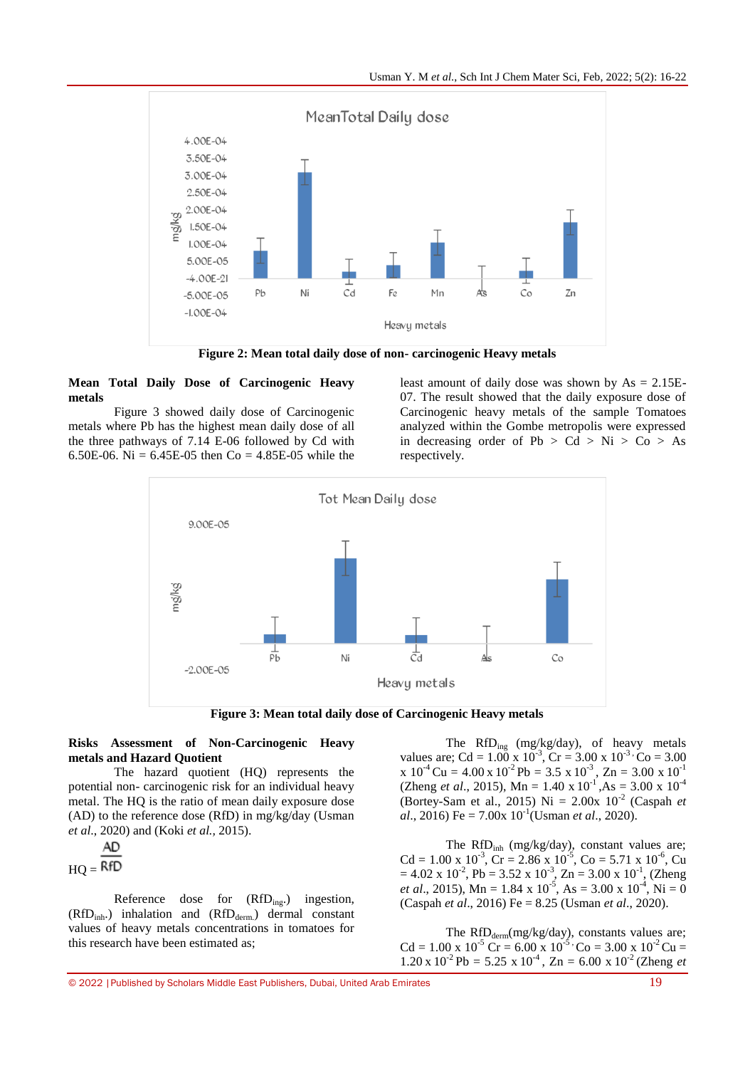Figure 2: Mean total daily dose of non- carcinogenic Heavy metals

**Mean Total Daily Dose of Carcinogenic Heavy metals**

Figure 3 showed daily dose of Carcinogenic metals where Pb has the highest mean daily dose of all the three pathways of 7.14 E-06 followed by Cd with 6.50E-06. Ni = 6.45E-05 then Co = 4.85E-05 while the least amount of daily dose was shown by As = 2.15E-07. The result showed that the daily exposure dose of Carcinogenic heavy metals of the sample Tomatoes analyzed within the Gombe metropolis were expressed in decreasing order of Pb > Cd > Ni > Co > As respectively.

Figure 3: Mean total daily dose of Carcinogenic Heavy metals

**Risks Assessment of Non-Carcinogenic Heavy metals and Hazard Quotient**

The hazard quotient (HQ) represents the potential non- carcinogenic risk for an individual heavy metal. The HQ is the ratio of mean daily exposure dose (AD) to the reference dose (RfD) in mg/kg/day (Usman *et al.*, 2020) and (Koki *et al.,* 2015).

$$HQ = \frac{AD}{RfD}$$

Reference dose for ($RfD_{ing.}$) ingestion, ($RfD_{inh.}$) inhalation and ($RfD_{derm.}$) dermal constant values of heavy metals concentrations in tomatoes for this research have been estimated as;

The $RfD_{ing}$ (mg/kg/day), of heavy metals values are; Cd = $1.00 \times 10^{-3}$, Cr = $3.00 \times 10^{-3}$, Co = $3.00 \times 10^{-4}$ Cu = $4.00 \times 10^{-2}$ Pb = $3.5 \times 10^{-3}$, Zn = $3.00 \times 10^{-1}$ (Zheng *et al*., 2015), Mn = $1.40 \times 10^{-1}$, As = $3.00 \times 10^{-4}$ (Bortey-Sam et al., 2015) Ni = $2.00 \times 10^{-2}$ (Caspah *et al*., 2016) Fe = $7.00 \times 10^{-1}$ (Usman *et al*., 2020).

The $RfD_{inh}$ (mg/kg/day), constant values are; Cd = $1.00 \times 10^{-3}$, Cr = $2.86 \times 10^{-5}$, Co = $5.71 \times 10^{-6}$, Cu = $4.02 \times 10^{-2}$, Pb = $3.52 \times 10^{-3}$, Zn = $3.00 \times 10^{-1}$, (Zheng *et al*., 2015), Mn = $1.84 \times 10^{-5}$, As = $3.00 \times 10^{-4}$, Ni = 0 (Caspah *et al*., 2016) Fe = 8.25 (Usman *et al*., 2020).

The $RfD_{derm}$ (mg/kg/day), constants values are; Cd = $1.00 \times 10^{-5}$ Cr = $6.00 \times 10^{-5}$ Co = $3.00 \times 10^{-2}$ Cu = $1.20 \times 10^{-2}$ Pb = $5.25 \times 10^{-4}$, Zn = $6.00 \times 10^{-2}$ (Zheng *et*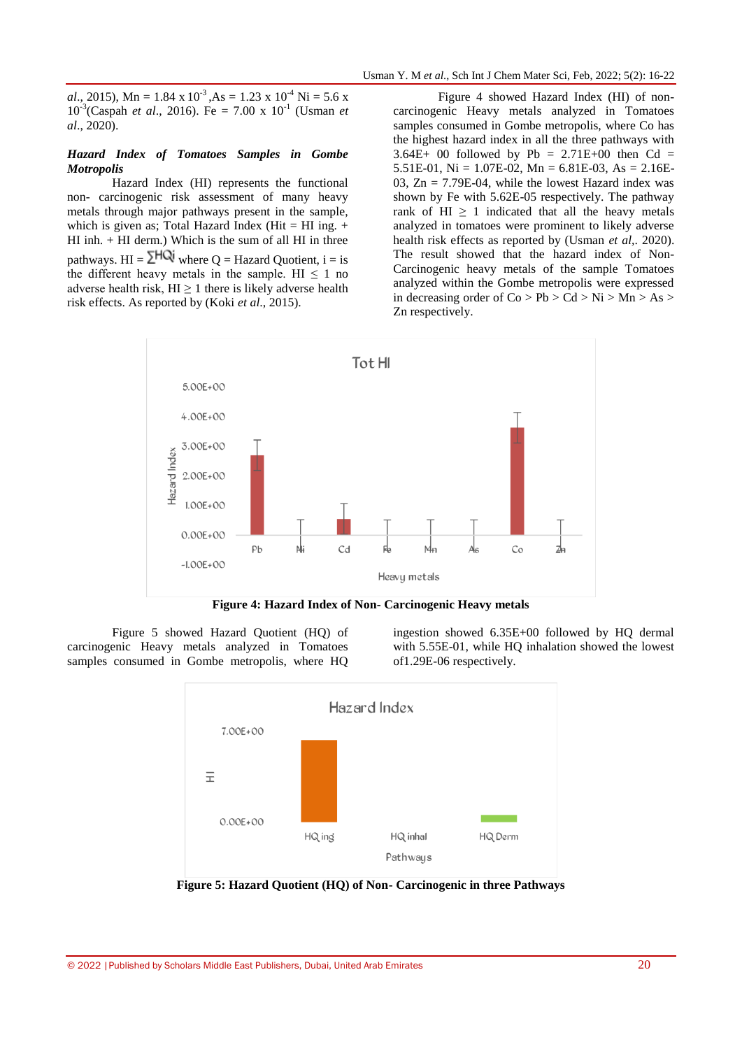*al*., 2015), Mn = 1.84 x $10^{-3}$ ,As = 1.23 x $10^{-4}$ Ni = 5.6 x $10^{-3}$(Caspah *et al*., 2016). Fe = 7.00 x $10^{-1}$ (Usman *et al*., 2020).

***Hazard Index of Tomatoes Samples in Gombe Motropolis***

Hazard Index (HI) represents the functional non- carcinogenic risk assessment of many heavy metals through major pathways present in the sample, which is given as; Total Hazard Index (Hit = HI ing. + HI inh. + HI derm.) Which is the sum of all HI in three pathways. HI = $\sum HQi$ where Q = Hazard Quotient, i = is the different heavy metals in the sample. HI ≤ 1 no adverse health risk, HI ≥ 1 there is likely adverse health risk effects. As reported by (Koki *et al*., 2015).

Figure 4 showed Hazard Index (HI) of non-carcinogenic Heavy metals analyzed in Tomatoes samples consumed in Gombe metropolis, where Co has the highest hazard index in all the three pathways with 3.64E+ 00 followed by Pb = 2.71E+00 then Cd = 5.51E-01, Ni = 1.07E-02, Mn = 6.81E-03, As = 2.16E-03, Zn = 7.79E-04, while the lowest Hazard index was shown by Fe with 5.62E-05 respectively. The pathway rank of HI ≥ 1 indicated that all the heavy metals analyzed in tomatoes were prominent to likely adverse health risk effects as reported by (Usman *et al*,. 2020). The result showed that the hazard index of Non-Carcinogenic heavy metals of the sample Tomatoes analyzed within the Gombe metropolis were expressed in decreasing order of Co > Pb > Cd > Ni > Mn > As > Zn respectively.

**Figure 4: Hazard Index of Non- Carcinogenic Heavy metals**

Figure 5 showed Hazard Quotient (HQ) of carcinogenic Heavy metals analyzed in Tomatoes samples consumed in Gombe metropolis, where HQ ingestion showed 6.35E+00 followed by HQ dermal with 5.55E-01, while HQ inhalation showed the lowest of1.29E-06 respectively.

**Figure 5: Hazard Quotient (HQ) of Non- Carcinogenic in three Pathways**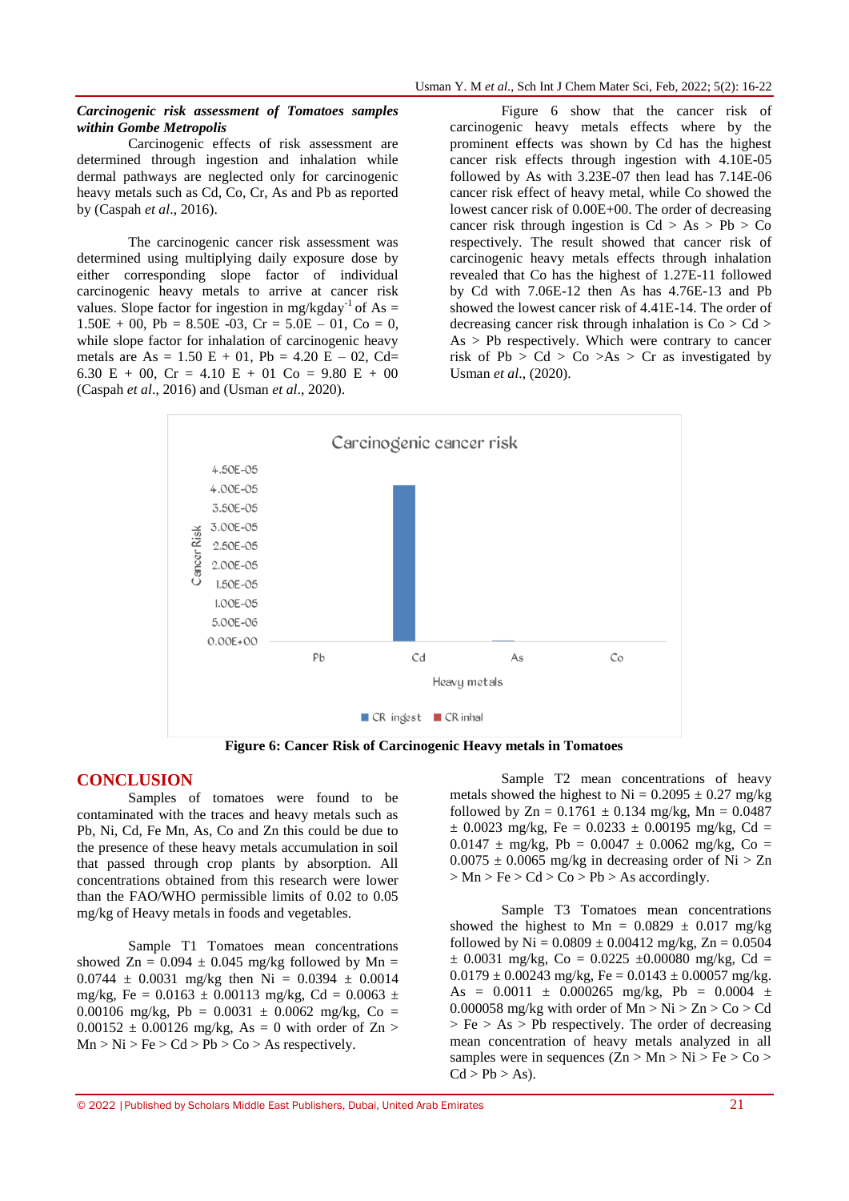***Carcinogenic risk assessment of Tomatoes samples within Gombe Metropolis***

Carcinogenic effects of risk assessment are determined through ingestion and inhalation while dermal pathways are neglected only for carcinogenic heavy metals such as Cd, Co, Cr, As and Pb as reported by (Caspah *et al*., 2016).

The carcinogenic cancer risk assessment was determined using multiplying daily exposure dose by either corresponding slope factor of individual carcinogenic heavy metals to arrive at cancer risk values. Slope factor for ingestion in mg/kgday$^{-1}$ of As = 1.50E + 00, Pb = 8.50E -03, Cr = 5.0E – 01, Co = 0, while slope factor for inhalation of carcinogenic heavy metals are As = 1.50 E + 01, Pb = 4.20 E – 02, Cd= 6.30 E + 00, Cr = 4.10 E + 01 Co = 9.80 E + 00 (Caspah *et al*., 2016) and (Usman *et al*., 2020).

Figure 6 show that the cancer risk of carcinogenic heavy metals effects where by the prominent effects was shown by Cd has the highest cancer risk effects through ingestion with 4.10E-05 followed by As with 3.23E-07 then lead has 7.14E-06 cancer risk effect of heavy metal, while Co showed the lowest cancer risk of 0.00E+00. The order of decreasing cancer risk through ingestion is Cd > As > Pb > Co respectively. The result showed that cancer risk of carcinogenic heavy metals effects through inhalation revealed that Co has the highest of 1.27E-11 followed by Cd with 7.06E-12 then As has 4.76E-13 and Pb showed the lowest cancer risk of 4.41E-14. The order of decreasing cancer risk through inhalation is Co > Cd > As > Pb respectively. Which were contrary to cancer risk of Pb > Cd > Co >As > Cr as investigated by Usman *et al*., (2020).

**Figure 6: Cancer Risk of Carcinogenic Heavy metals in Tomatoes**

## CONCLUSION

Samples of tomatoes were found to be contaminated with the traces and heavy metals such as Pb, Ni, Cd, Fe Mn, As, Co and Zn this could be due to the presence of these heavy metals accumulation in soil that passed through crop plants by absorption. All concentrations obtained from this research were lower than the FAO/WHO permissible limits of 0.02 to 0.05 mg/kg of Heavy metals in foods and vegetables.

Sample T1 Tomatoes mean concentrations showed Zn = 0.094 ± 0.045 mg/kg followed by Mn = 0.0744 ± 0.0031 mg/kg then Ni = 0.0394 ± 0.0014 mg/kg, Fe = 0.0163 ± 0.00113 mg/kg, Cd = 0.0063 ± 0.00106 mg/kg, Pb = 0.0031 ± 0.0062 mg/kg, Co = 0.00152 ± 0.00126 mg/kg, As = 0 with order of Zn > Mn > Ni > Fe > Cd > Pb > Co > As respectively.

Sample T2 mean concentrations of heavy metals showed the highest to Ni = 0.2095 ± 0.27 mg/kg followed by Zn = 0.1761 ± 0.134 mg/kg, Mn = 0.0487 ± 0.0023 mg/kg, Fe = 0.0233 ± 0.00195 mg/kg, Cd = 0.0147 ± mg/kg, Pb = 0.0047 ± 0.0062 mg/kg, Co = 0.0075 ± 0.0065 mg/kg in decreasing order of Ni > Zn > Mn > Fe > Cd > Co > Pb > As accordingly.

Sample T3 Tomatoes mean concentrations showed the highest to Mn = 0.0829 ± 0.017 mg/kg followed by Ni = 0.0809 ± 0.00412 mg/kg, Zn = 0.0504 ± 0.0031 mg/kg, Co = 0.0225 ±0.00080 mg/kg, Cd = 0.0179 ± 0.00243 mg/kg, Fe = 0.0143 ± 0.00057 mg/kg. As = 0.0011 ± 0.000265 mg/kg, Pb = 0.0004 ± 0.000058 mg/kg with order of Mn > Ni > Zn > Co > Cd > Fe > As > Pb respectively. The order of decreasing mean concentration of heavy metals analyzed in all samples were in sequences (Zn > Mn > Ni > Fe > Co > Cd > Pb > As).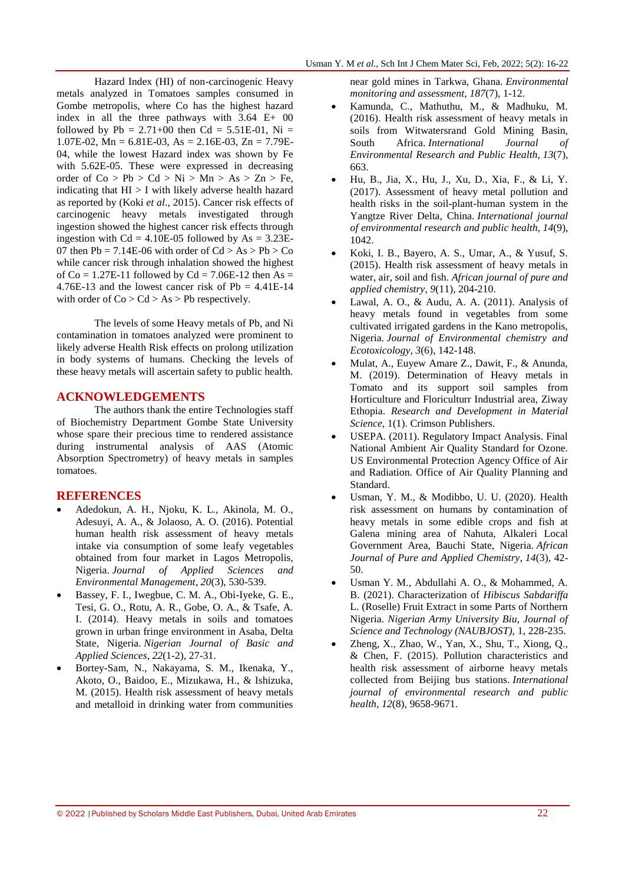Hazard Index (HI) of non-carcinogenic Heavy metals analyzed in Tomatoes samples consumed in Gombe metropolis, where Co has the highest hazard index in all the three pathways with 3.64 E+ 00 followed by Pb = 2.71+00 then Cd = 5.51E-01, Ni = 1.07E-02, Mn = 6.81E-03, As = 2.16E-03, Zn = 7.79E-04, while the lowest Hazard index was shown by Fe with 5.62E-05. These were expressed in decreasing order of Co > Pb > Cd > Ni > Mn > As > Zn > Fe, indicating that HI > I with likely adverse health hazard as reported by (Koki *et al*., 2015). Cancer risk effects of carcinogenic heavy metals investigated through ingestion showed the highest cancer risk effects through ingestion with Cd = 4.10E-05 followed by As = 3.23E-07 then Pb = 7.14E-06 with order of Cd > As > Pb > Co while cancer risk through inhalation showed the highest of Co = 1.27E-11 followed by Cd = 7.06E-12 then As = 4.76E-13 and the lowest cancer risk of Pb = 4.41E-14 with order of Co > Cd > As > Pb respectively.

The levels of some Heavy metals of Pb, and Ni contamination in tomatoes analyzed were prominent to likely adverse Health Risk effects on prolong utilization in body systems of humans. Checking the levels of these heavy metals will ascertain safety to public health.

## ACKNOWLEDGEMENTS

The authors thank the entire Technologies staff of Biochemistry Department Gombe State University whose spare their precious time to rendered assistance during instrumental analysis of AAS (Atomic Absorption Spectrometry) of heavy metals in samples tomatoes.

## REFERENCES

- Adedokun, A. H., Njoku, K. L., Akinola, M. O., Adesuyi, A. A., & Jolaoso, A. O. (2016). Potential human health risk assessment of heavy metals intake via consumption of some leafy vegetables obtained from four market in Lagos Metropolis, Nigeria. *Journal of Applied Sciences and Environmental Management*, *20*(3), 530-539.
- Bassey, F. I., Iwegbue, C. M. A., Obi-Iyeke, G. E., Tesi, G. O., Rotu, A. R., Gobe, O. A., & Tsafe, A. I. (2014). Heavy metals in soils and tomatoes grown in urban fringe environment in Asaba, Delta State, Nigeria. *Nigerian Journal of Basic and Applied Sciences*, *22*(1-2), 27-31.
- Bortey-Sam, N., Nakayama, S. M., Ikenaka, Y., Akoto, O., Baidoo, E., Mizukawa, H., & Ishizuka, M. (2015). Health risk assessment of heavy metals and metalloid in drinking water from communities near gold mines in Tarkwa, Ghana. *Environmental monitoring and assessment*, *187*(7), 1-12.
- Kamunda, C., Mathuthu, M., & Madhuku, M. (2016). Health risk assessment of heavy metals in soils from Witwatersrand Gold Mining Basin, South Africa. *International Journal of Environmental Research and Public Health*, *13*(7), 663.
- Hu, B., Jia, X., Hu, J., Xu, D., Xia, F., & Li, Y. (2017). Assessment of heavy metal pollution and health risks in the soil-plant-human system in the Yangtze River Delta, China. *International journal of environmental research and public health*, *14*(9), 1042.
- Koki, I. B., Bayero, A. S., Umar, A., & Yusuf, S. (2015). Health risk assessment of heavy metals in water, air, soil and fish. *African journal of pure and applied chemistry*, *9*(11), 204-210.
- Lawal, A. O., & Audu, A. A. (2011). Analysis of heavy metals found in vegetables from some cultivated irrigated gardens in the Kano metropolis, Nigeria. *Journal of Environmental chemistry and Ecotoxicology*, *3*(6), 142-148.
- Mulat, A., Euyew Amare Z., Dawit, F., & Anunda, M. (2019). Determination of Heavy metals in Tomato and its support soil samples from Horticulture and Floriculturr Industrial area, Ziway Ethopia. *Research and Development in Material Science*, 1(1). Crimson Publishers.
- USEPA. (2011). Regulatory Impact Analysis. Final National Ambient Air Quality Standard for Ozone. US Environmental Protection Agency Office of Air and Radiation. Office of Air Quality Planning and Standard.
- Usman, Y. M., & Modibbo, U. U. (2020). Health risk assessment on humans by contamination of heavy metals in some edible crops and fish at Galena mining area of Nahuta, Alkaleri Local Government Area, Bauchi State, Nigeria. *African Journal of Pure and Applied Chemistry*, *14*(3), 42-50.
- Usman Y. M., Abdullahi A. O., & Mohammed, A. B. (2021). Characterization of *Hibiscus Sabdariffa* L. (Roselle) Fruit Extract in some Parts of Northern Nigeria. *Nigerian Army University Biu, Journal of Science and Technology (NAUBJOST),* 1, 228-235.
- Zheng, X., Zhao, W., Yan, X., Shu, T., Xiong, Q., & Chen, F. (2015). Pollution characteristics and health risk assessment of airborne heavy metals collected from Beijing bus stations. *International journal of environmental research and public health*, *12*(8), 9658-9671.